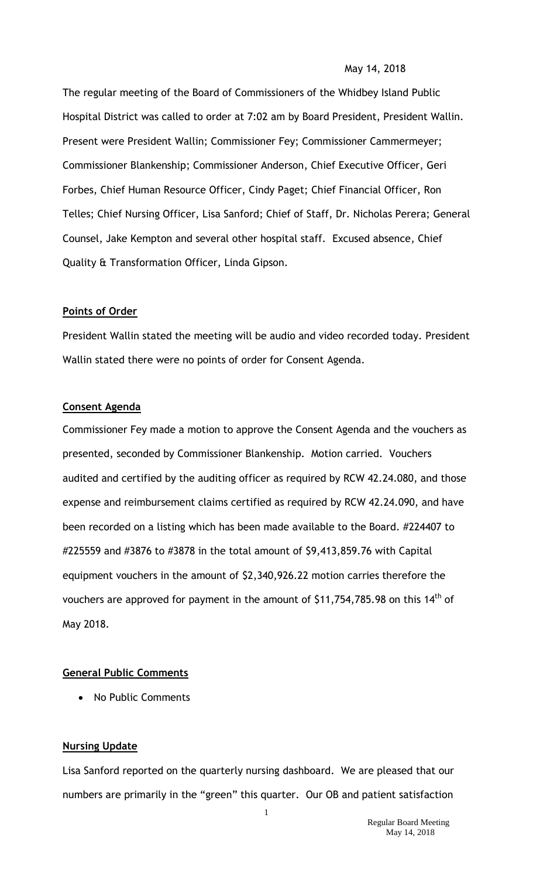May 14, 2018

The regular meeting of the Board of Commissioners of the Whidbey Island Public Hospital District was called to order at 7:02 am by Board President, President Wallin. Present were President Wallin; Commissioner Fey; Commissioner Cammermeyer; Commissioner Blankenship; Commissioner Anderson, Chief Executive Officer, Geri Forbes, Chief Human Resource Officer, Cindy Paget; Chief Financial Officer, Ron Telles; Chief Nursing Officer, Lisa Sanford; Chief of Staff, Dr. Nicholas Perera; General Counsel, Jake Kempton and several other hospital staff. Excused absence, Chief Quality & Transformation Officer, Linda Gipson.

**Points of Order**

President Wallin stated the meeting will be audio and video recorded today. President Wallin stated there were no points of order for Consent Agenda.

**Consent Agenda**

Commissioner Fey made a motion to approve the Consent Agenda and the vouchers as presented, seconded by Commissioner Blankenship. Motion carried. Vouchers audited and certified by the auditing officer as required by RCW 42.24.080, and those expense and reimbursement claims certified as required by RCW 42.24.090, and have been recorded on a listing which has been made available to the Board. #224407 to #225559 and #3876 to #3878 in the total amount of $9,413,859.76 with Capital equipment vouchers in the amount of $2,340,926.22 motion carries therefore the vouchers are approved for payment in the amount of $11,754,785.98 on this 14th of May 2018.

**General Public Comments**

- No Public Comments

**Nursing Update**

Lisa Sanford reported on the quarterly nursing dashboard. We are pleased that our numbers are primarily in the "green" this quarter. Our OB and patient satisfaction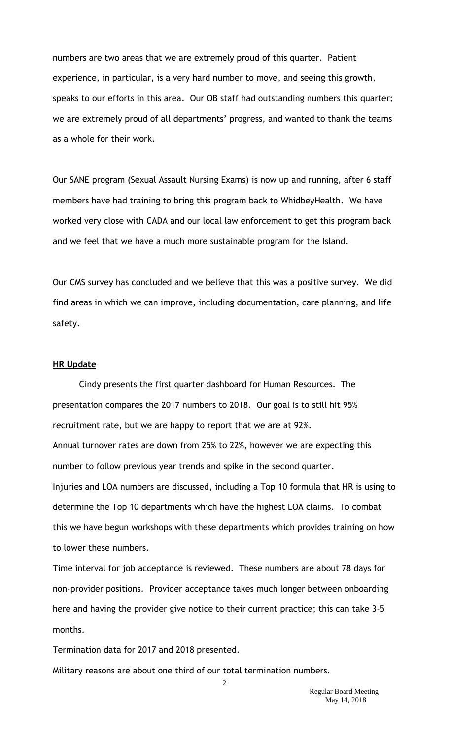numbers are two areas that we are extremely proud of this quarter. Patient experience, in particular, is a very hard number to move, and seeing this growth, speaks to our efforts in this area. Our OB staff had outstanding numbers this quarter; we are extremely proud of all departments' progress, and wanted to thank the teams as a whole for their work.

Our SANE program (Sexual Assault Nursing Exams) is now up and running, after 6 staff members have had training to bring this program back to WhidbeyHealth. We have worked very close with CADA and our local law enforcement to get this program back and we feel that we have a much more sustainable program for the Island.

Our CMS survey has concluded and we believe that this was a positive survey. We did find areas in which we can improve, including documentation, care planning, and life safety.

**HR Update**

Cindy presents the first quarter dashboard for Human Resources. The presentation compares the 2017 numbers to 2018. Our goal is to still hit 95% recruitment rate, but we are happy to report that we are at 92%.

Annual turnover rates are down from 25% to 22%, however we are expecting this number to follow previous year trends and spike in the second quarter.

Injuries and LOA numbers are discussed, including a Top 10 formula that HR is using to determine the Top 10 departments which have the highest LOA claims. To combat this we have begun workshops with these departments which provides training on how to lower these numbers.

Time interval for job acceptance is reviewed. These numbers are about 78 days for non-provider positions. Provider acceptance takes much longer between onboarding here and having the provider give notice to their current practice; this can take 3-5 months.

Termination data for 2017 and 2018 presented.

Military reasons are about one third of our total termination numbers.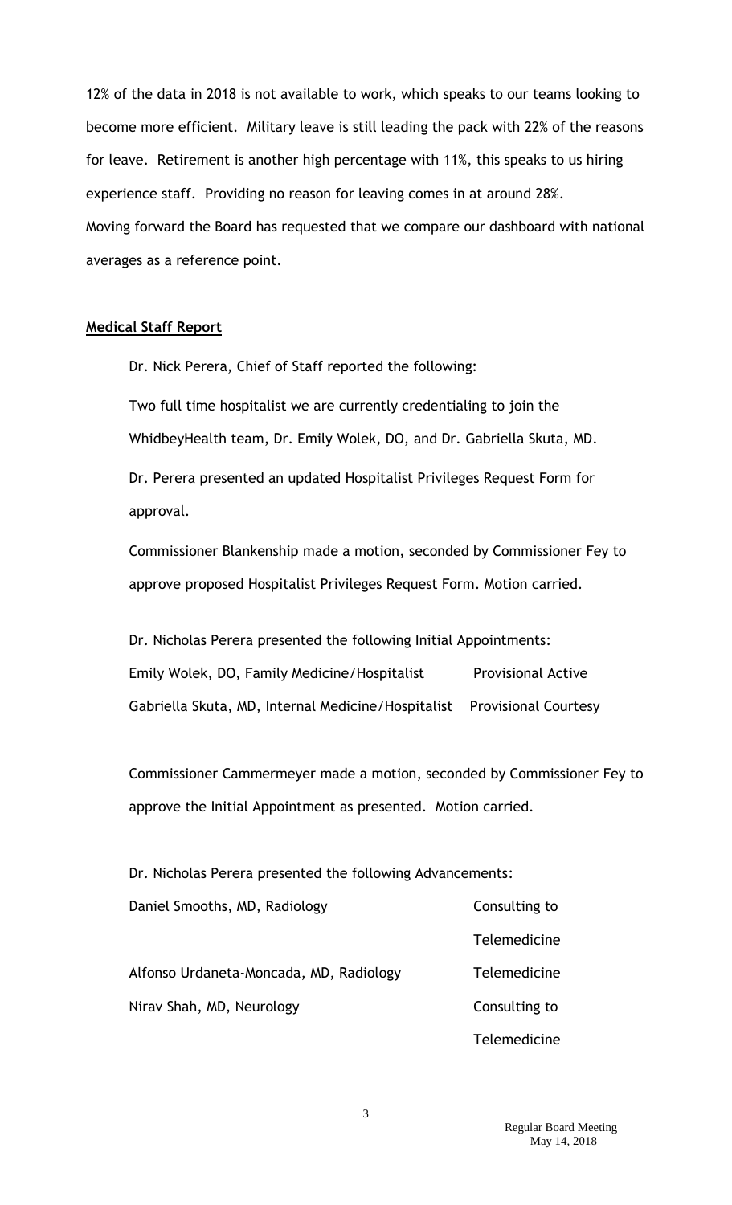12% of the data in 2018 is not available to work, which speaks to our teams looking to become more efficient. Military leave is still leading the pack with 22% of the reasons for leave. Retirement is another high percentage with 11%, this speaks to us hiring experience staff. Providing no reason for leaving comes in at around 28%.
Moving forward the Board has requested that we compare our dashboard with national averages as a reference point.

**Medical Staff Report**

Dr. Nick Perera, Chief of Staff reported the following:

Two full time hospitalist we are currently credentialing to join the WhidbeyHealth team, Dr. Emily Wolek, DO, and Dr. Gabriella Skuta, MD.

Dr. Perera presented an updated Hospitalist Privileges Request Form for approval.

Commissioner Blankenship made a motion, seconded by Commissioner Fey to approve proposed Hospitalist Privileges Request Form. Motion carried.

Dr. Nicholas Perera presented the following Initial Appointments:

| | |
|---|---|
| Emily Wolek, DO, Family Medicine/Hospitalist | Provisional Active |
| Gabriella Skuta, MD, Internal Medicine/Hospitalist | Provisional Courtesy |

Commissioner Cammermeyer made a motion, seconded by Commissioner Fey to approve the Initial Appointment as presented. Motion carried.

Dr. Nicholas Perera presented the following Advancements:

| | |
|---|---|
| Daniel Smooths, MD, Radiology | Consulting to Telemedicine |
| Alfonso Urdaneta-Moncada, MD, Radiology | Telemedicine |
| Nirav Shah, MD, Neurology | Consulting to Telemedicine |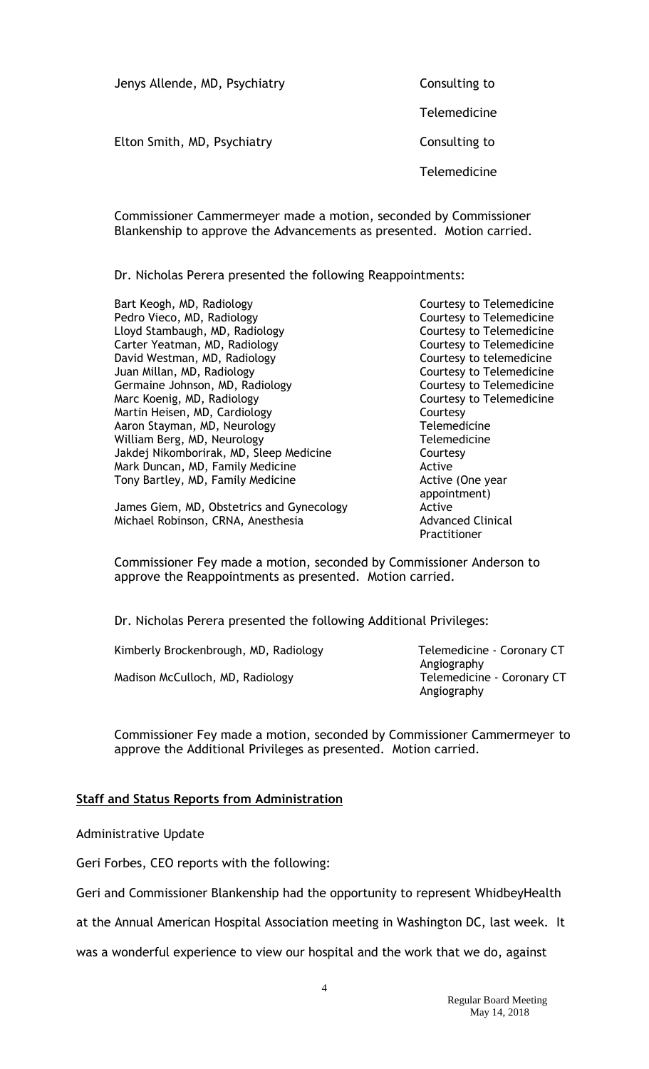| | |
|---|---|
| Jenys Allende, MD, Psychiatry | Consulting to Telemedicine |
| Elton Smith, MD, Psychiatry | Consulting to Telemedicine |

Commissioner Cammermeyer made a motion, seconded by Commissioner Blankenship to approve the Advancements as presented. Motion carried.

Dr. Nicholas Perera presented the following Reappointments:

| | |
|---|---|
| Bart Keogh, MD, Radiology | Courtesy to Telemedicine |
| Pedro Vieco, MD, Radiology | Courtesy to Telemedicine |
| Lloyd Stambaugh, MD, Radiology | Courtesy to Telemedicine |
| Carter Yeatman, MD, Radiology | Courtesy to Telemedicine |
| David Westman, MD, Radiology | Courtesy to telemedicine |
| Juan Millan, MD, Radiology | Courtesy to Telemedicine |
| Germaine Johnson, MD, Radiology | Courtesy to Telemedicine |
| Marc Koenig, MD, Radiology | Courtesy to Telemedicine |
| Martin Heisen, MD, Cardiology | Courtesy |
| Aaron Stayman, MD, Neurology | Telemedicine |
| William Berg, MD, Neurology | Telemedicine |
| Jakdej Nikomborirak, MD, Sleep Medicine | Courtesy |
| Mark Duncan, MD, Family Medicine | Active |
| Tony Bartley, MD, Family Medicine | Active (One year appointment) |
| James Giem, MD, Obstetrics and Gynecology | Active |
| Michael Robinson, CRNA, Anesthesia | Advanced Clinical Practitioner |

Commissioner Fey made a motion, seconded by Commissioner Anderson to approve the Reappointments as presented. Motion carried.

Dr. Nicholas Perera presented the following Additional Privileges:

| | |
|---|---|
| Kimberly Brockenbrough, MD, Radiology | Telemedicine - Coronary CT Angiography |
| Madison McCulloch, MD, Radiology | Telemedicine - Coronary CT Angiography |

Commissioner Fey made a motion, seconded by Commissioner Cammermeyer to approve the Additional Privileges as presented. Motion carried.

**Staff and Status Reports from Administration**

Administrative Update

Geri Forbes, CEO reports with the following:

Geri and Commissioner Blankenship had the opportunity to represent WhidbeyHealth at the Annual American Hospital Association meeting in Washington DC, last week. It was a wonderful experience to view our hospital and the work that we do, against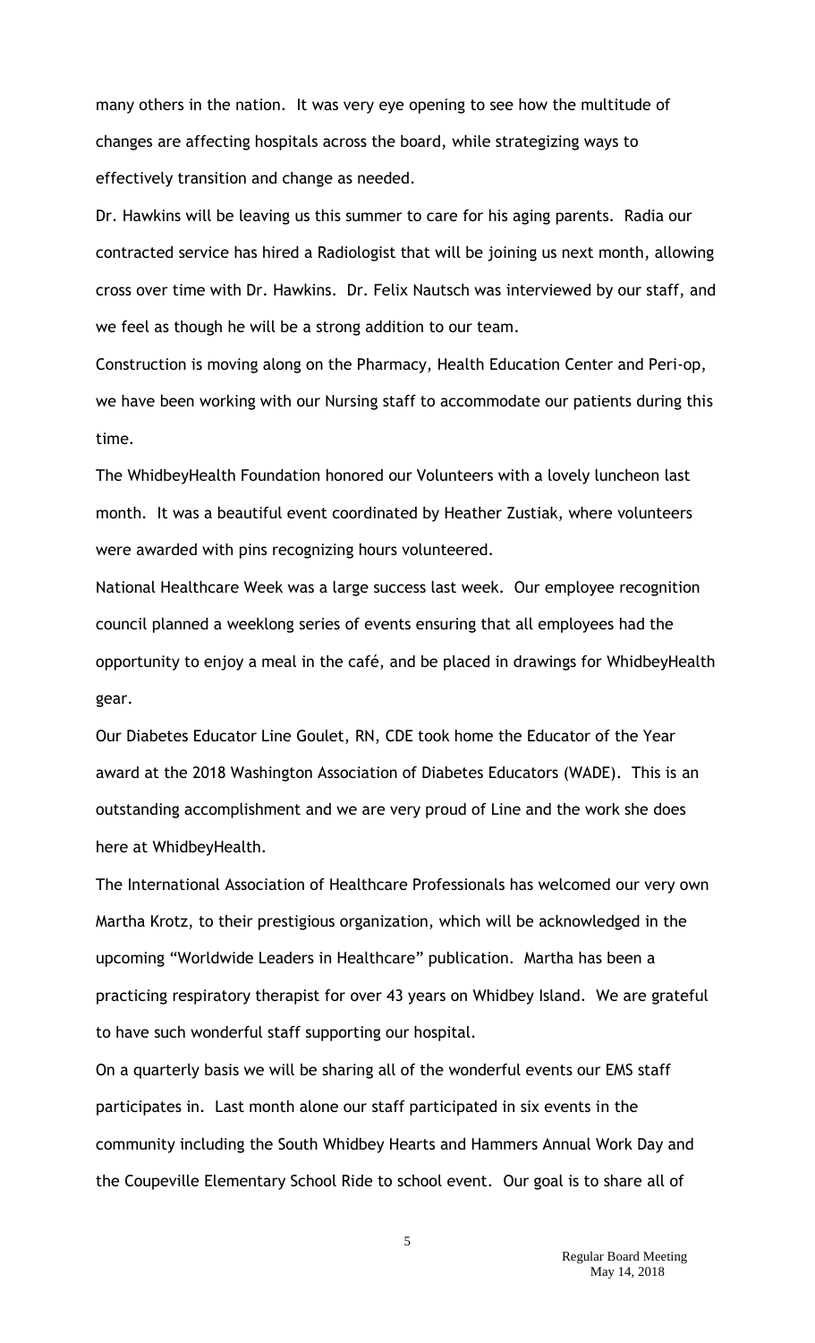many others in the nation. It was very eye opening to see how the multitude of changes are affecting hospitals across the board, while strategizing ways to effectively transition and change as needed.

Dr. Hawkins will be leaving us this summer to care for his aging parents. Radia our contracted service has hired a Radiologist that will be joining us next month, allowing cross over time with Dr. Hawkins. Dr. Felix Nautsch was interviewed by our staff, and we feel as though he will be a strong addition to our team.

Construction is moving along on the Pharmacy, Health Education Center and Peri-op, we have been working with our Nursing staff to accommodate our patients during this time.

The WhidbeyHealth Foundation honored our Volunteers with a lovely luncheon last month. It was a beautiful event coordinated by Heather Zustiak, where volunteers were awarded with pins recognizing hours volunteered.

National Healthcare Week was a large success last week. Our employee recognition council planned a weeklong series of events ensuring that all employees had the opportunity to enjoy a meal in the café, and be placed in drawings for WhidbeyHealth gear.

Our Diabetes Educator Line Goulet, RN, CDE took home the Educator of the Year award at the 2018 Washington Association of Diabetes Educators (WADE). This is an outstanding accomplishment and we are very proud of Line and the work she does here at WhidbeyHealth.

The International Association of Healthcare Professionals has welcomed our very own Martha Krotz, to their prestigious organization, which will be acknowledged in the upcoming "Worldwide Leaders in Healthcare" publication. Martha has been a practicing respiratory therapist for over 43 years on Whidbey Island. We are grateful to have such wonderful staff supporting our hospital.

On a quarterly basis we will be sharing all of the wonderful events our EMS staff participates in. Last month alone our staff participated in six events in the community including the South Whidbey Hearts and Hammers Annual Work Day and the Coupeville Elementary School Ride to school event. Our goal is to share all of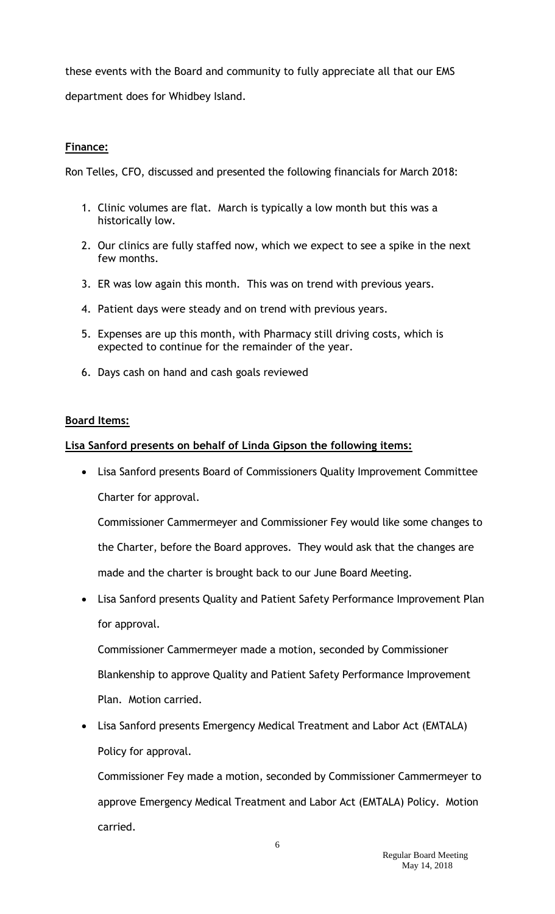these events with the Board and community to fully appreciate all that our EMS department does for Whidbey Island.

**Finance:**

Ron Telles, CFO, discussed and presented the following financials for March 2018:

1. Clinic volumes are flat. March is typically a low month but this was a historically low.
2. Our clinics are fully staffed now, which we expect to see a spike in the next few months.
3. ER was low again this month. This was on trend with previous years.
4. Patient days were steady and on trend with previous years.
5. Expenses are up this month, with Pharmacy still driving costs, which is expected to continue for the remainder of the year.
6. Days cash on hand and cash goals reviewed

**Board Items:**

**Lisa Sanford presents on behalf of Linda Gipson the following items:**

- Lisa Sanford presents Board of Commissioners Quality Improvement Committee Charter for approval.

  Commissioner Cammermeyer and Commissioner Fey would like some changes to the Charter, before the Board approves. They would ask that the changes are made and the charter is brought back to our June Board Meeting.

- Lisa Sanford presents Quality and Patient Safety Performance Improvement Plan for approval.

  Commissioner Cammermeyer made a motion, seconded by Commissioner Blankenship to approve Quality and Patient Safety Performance Improvement Plan. Motion carried.

- Lisa Sanford presents Emergency Medical Treatment and Labor Act (EMTALA) Policy for approval.

  Commissioner Fey made a motion, seconded by Commissioner Cammermeyer to approve Emergency Medical Treatment and Labor Act (EMTALA) Policy. Motion carried.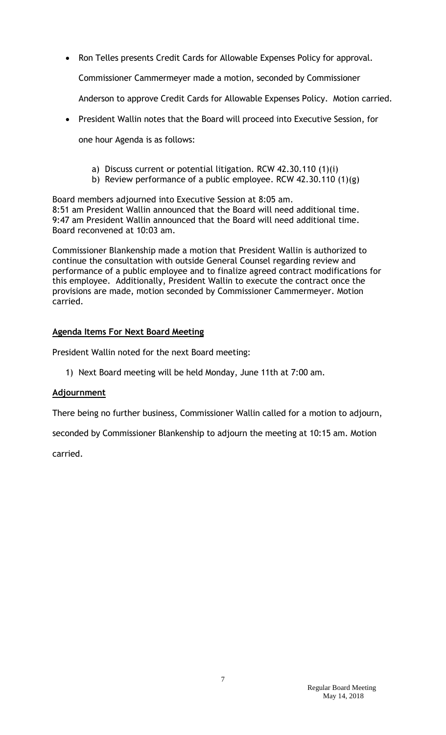- Ron Telles presents Credit Cards for Allowable Expenses Policy for approval.

  Commissioner Cammermeyer made a motion, seconded by Commissioner Anderson to approve Credit Cards for Allowable Expenses Policy. Motion carried.

- President Wallin notes that the Board will proceed into Executive Session, for one hour Agenda is as follows:

  a) Discuss current or potential litigation. RCW 42.30.110 (1)(i)
  b) Review performance of a public employee. RCW 42.30.110 (1)(g)

Board members adjourned into Executive Session at 8:05 am.
8:51 am President Wallin announced that the Board will need additional time.
9:47 am President Wallin announced that the Board will need additional time.
Board reconvened at 10:03 am.

Commissioner Blankenship made a motion that President Wallin is authorized to continue the consultation with outside General Counsel regarding review and performance of a public employee and to finalize agreed contract modifications for this employee. Additionally, President Wallin to execute the contract once the provisions are made, motion seconded by Commissioner Cammermeyer. Motion carried.

**Agenda Items For Next Board Meeting**

President Wallin noted for the next Board meeting:

1) Next Board meeting will be held Monday, June 11th at 7:00 am.

**Adjournment**

There being no further business, Commissioner Wallin called for a motion to adjourn, seconded by Commissioner Blankenship to adjourn the meeting at 10:15 am. Motion carried.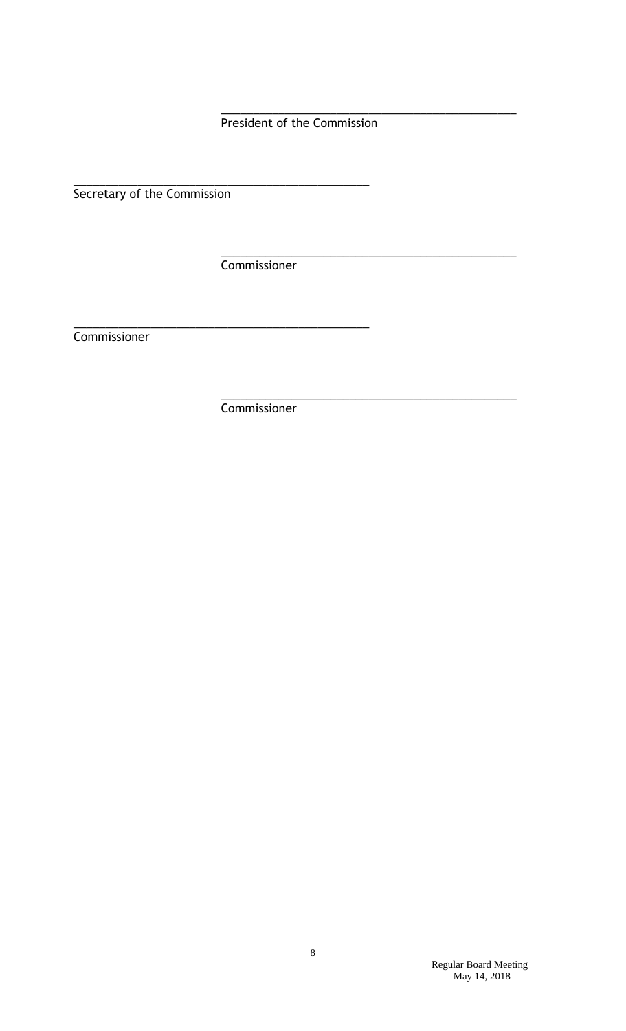\_\_\_\_\_\_\_\_\_\_\_\_\_\_\_\_\_\_\_\_\_\_\_\_\_\_\_\_\_\_\_\_\_\_\_\_\_\_\_\_\_\_\_\_\_\_\_\_

President of the Commission

\_\_\_\_\_\_\_\_\_\_\_\_\_\_\_\_\_\_\_\_\_\_\_\_\_\_\_\_\_\_\_\_\_\_\_\_\_\_\_\_\_\_\_\_\_\_\_\_

Secretary of the Commission

\_\_\_\_\_\_\_\_\_\_\_\_\_\_\_\_\_\_\_\_\_\_\_\_\_\_\_\_\_\_\_\_\_\_\_\_\_\_\_\_\_\_\_\_\_\_\_\_

Commissioner

\_\_\_\_\_\_\_\_\_\_\_\_\_\_\_\_\_\_\_\_\_\_\_\_\_\_\_\_\_\_\_\_\_\_\_\_\_\_\_\_\_\_\_\_\_\_\_\_

Commissioner

\_\_\_\_\_\_\_\_\_\_\_\_\_\_\_\_\_\_\_\_\_\_\_\_\_\_\_\_\_\_\_\_\_\_\_\_\_\_\_\_\_\_\_\_\_\_\_\_

Commissioner